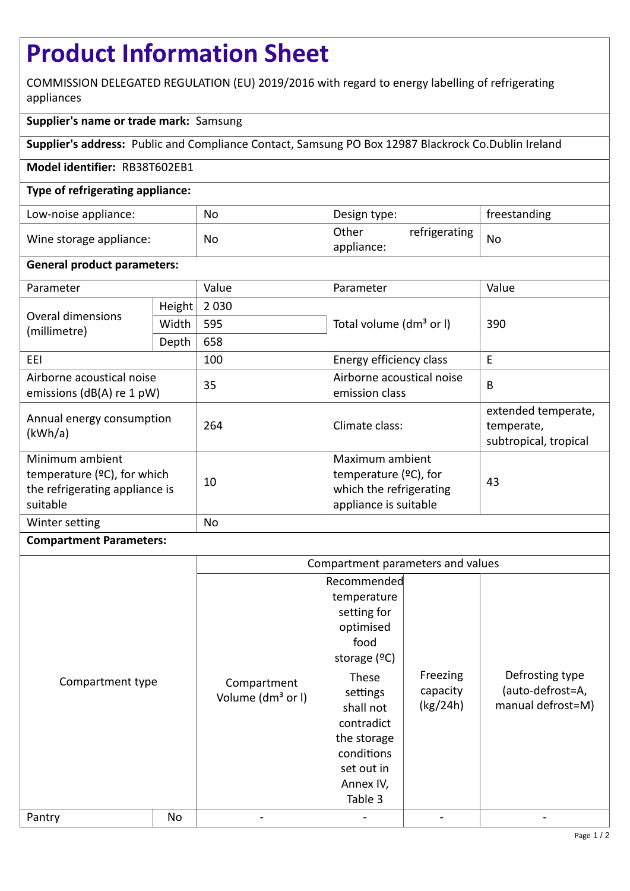# Product Information Sheet

COMMISSION DELEGATED REGULATION (EU) 2019/2016 with regard to energy labelling of refrigerating appliances

**Supplier's name or trade mark:** Samsung

**Supplier's address:** Public and Compliance Contact, Samsung PO Box 12987 Blackrock Co.Dublin Ireland

**Model identifier:** RB38T602EB1

**Type of refrigerating appliance:**

| | | | |
|---|---|---|---|
| Low-noise appliance: | No | Design type: | freestanding |
| Wine storage appliance: | No | Other refrigerating appliance: | No |

**General product parameters:**

| Parameter | | Value | Parameter | Value |
|---|---|---|---|---|
| Overal dimensions (millimetre) | Height | 2 030 | Total volume (dm³ or l) | 390 |
| | Width | 595 | | |
| | Depth | 658 | | |
| EEI | | 100 | Energy efficiency class | E |
| Airborne acoustical noise emissions (dB(A) re 1 pW) | | 35 | Airborne acoustical noise emission class | B |
| Annual energy consumption (kWh/a) | | 264 | Climate class: | extended temperate, temperate, subtropical, tropical |
| Minimum ambient temperature (ºC), for which the refrigerating appliance is suitable | | 10 | Maximum ambient temperature (ºC), for which the refrigerating appliance is suitable | 43 |
| Winter setting | | No | | |

**Compartment Parameters:**

| Compartment type | | Compartment parameters and values | | | |
|---|---|---|---|---|---|
| | | Compartment Volume (dm³ or l) | Recommended temperature setting for optimised food storage (ºC) These settings shall not contradict the storage conditions set out in Annex IV, Table 3 | Freezing capacity (kg/24h) | Defrosting type (auto-defrost=A, manual defrost=M) |
| Pantry | No | - | - | - | - |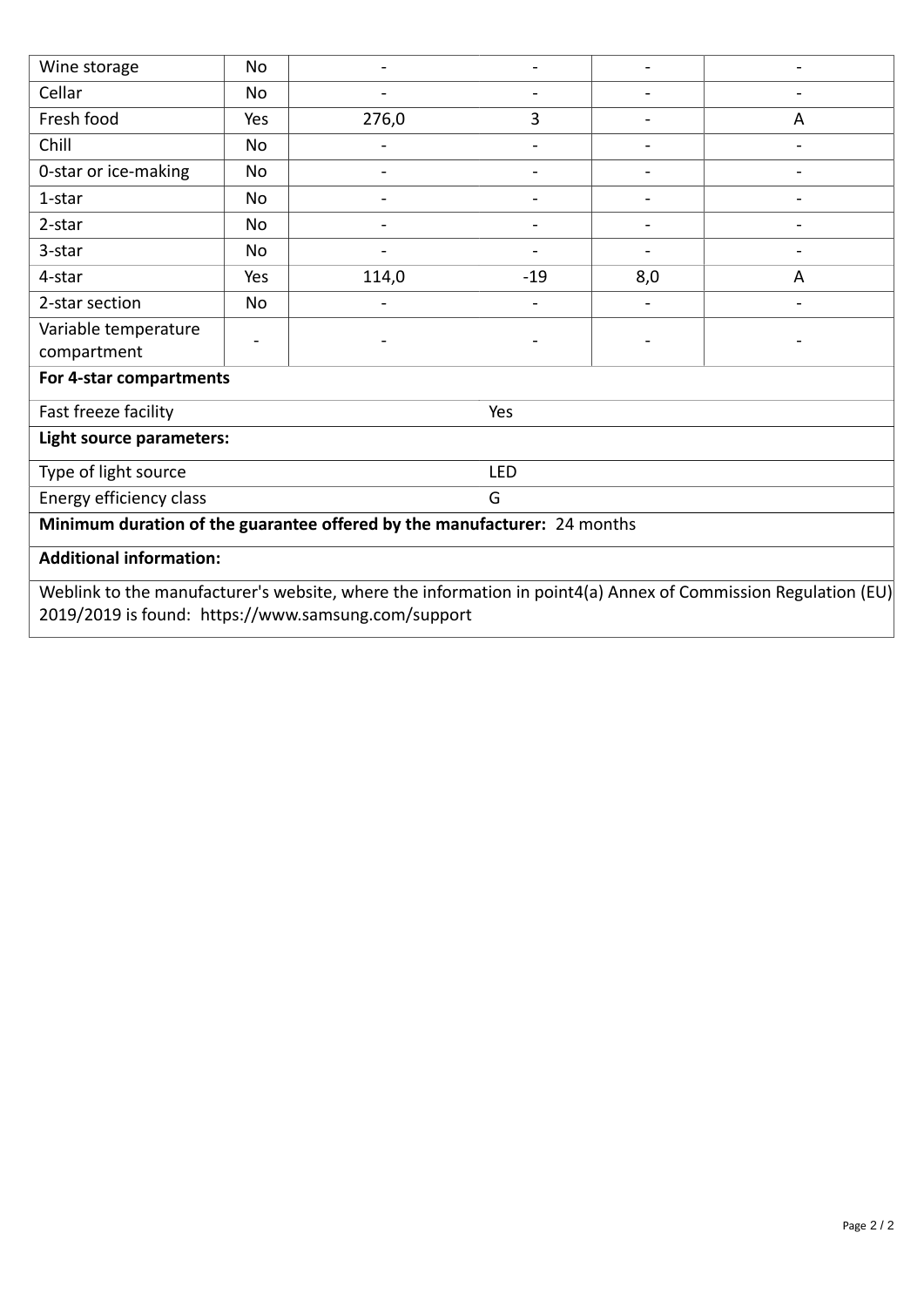| | | | | | |
|---|---|---|---|---|---|
| Wine storage | No | - | - | - | - |
| Cellar | No | - | - | - | - |
| Fresh food | Yes | 276,0 | 3 | - | A |
| Chill | No | - | - | - | - |
| 0-star or ice-making | No | - | - | - | - |
| 1-star | No | - | - | - | - |
| 2-star | No | - | - | - | - |
| 3-star | No | - | - | - | - |
| 4-star | Yes | 114,0 | -19 | 8,0 | A |
| 2-star section | No | - | - | - | - |
| Variable temperature compartment | - | - | - | - | - |

**For 4-star compartments**

| | |
|---|---|
| Fast freeze facility | Yes |

**Light source parameters:**

| | |
|---|---|
| Type of light source | LED |
| Energy efficiency class | G |

**Minimum duration of the guarantee offered by the manufacturer:** 24 months

**Additional information:**

Weblink to the manufacturer's website, where the information in point4(a) Annex of Commission Regulation (EU) 2019/2019 is found: https://www.samsung.com/support